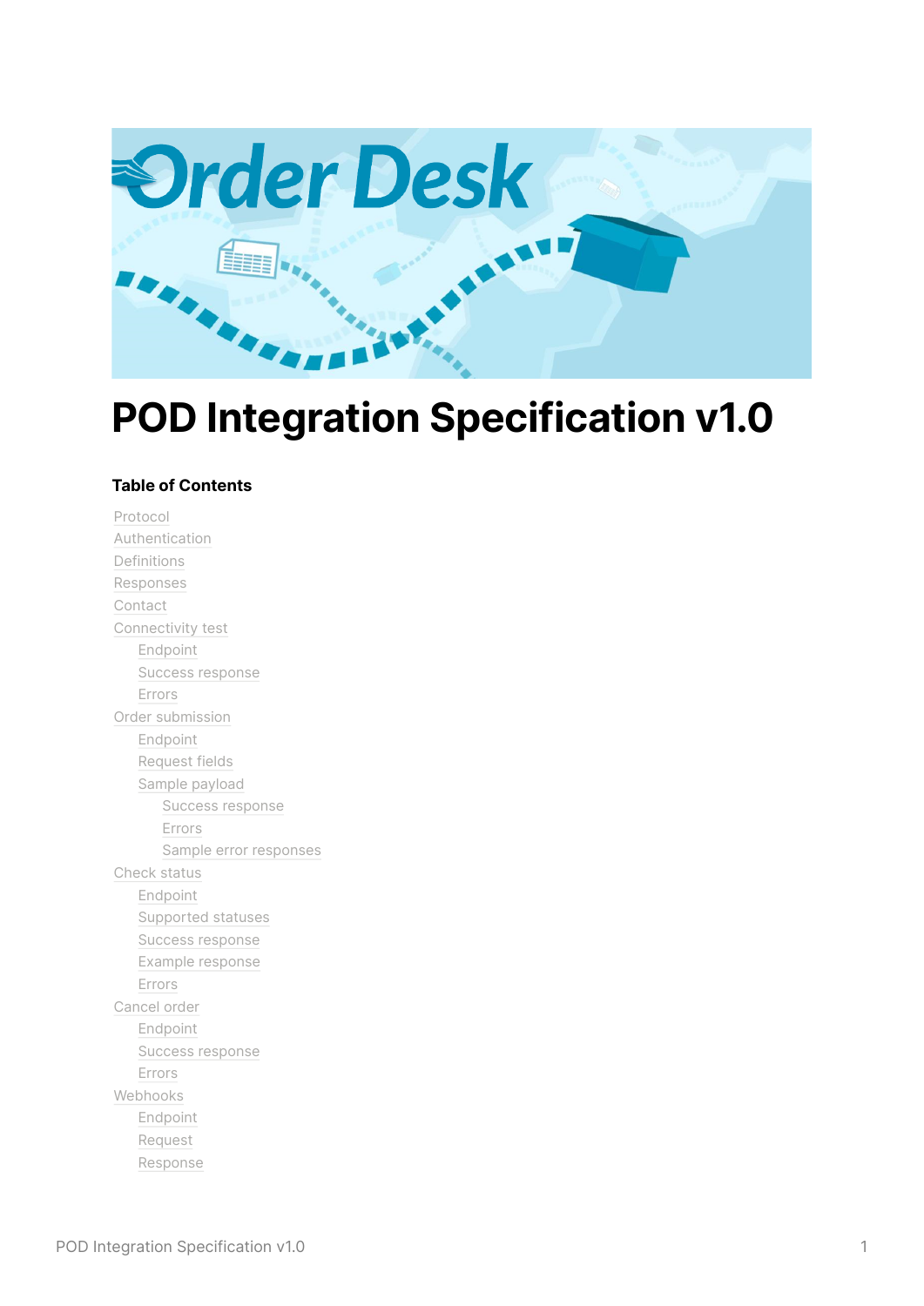# POD Integration Specification v1.0

**Table of Contents**

- Protocol
- Authentication
- Definitions
- Responses
- Contact
- Connectivity test
  - Endpoint
  - Success response
  - Errors
- Order submission
  - Endpoint
  - Request fields
  - Sample payload
    - Success response
    - Errors
    - Sample error responses
- Check status
  - Endpoint
  - Supported statuses
  - Success response
  - Example response
  - Errors
- Cancel order
  - Endpoint
  - Success response
  - Errors
- Webhooks
  - Endpoint
  - Request
  - Response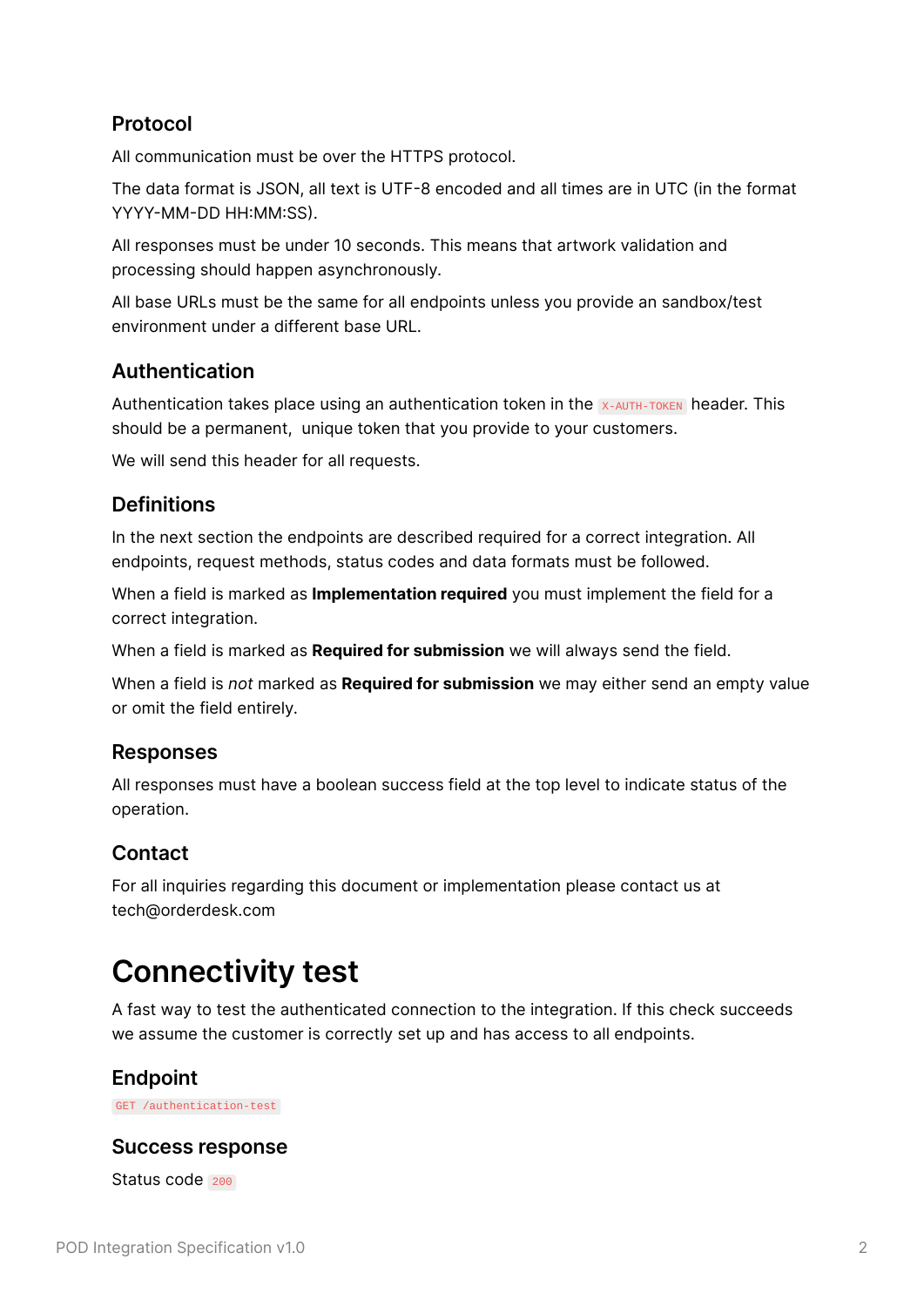### Protocol

All communication must be over the HTTPS protocol.

The data format is JSON, all text is UTF-8 encoded and all times are in UTC (in the format YYYY-MM-DD HH:MM:SS).

All responses must be under 10 seconds. This means that artwork validation and processing should happen asynchronously.

All base URLs must be the same for all endpoints unless you provide an sandbox/test environment under a different base URL.

### Authentication

Authentication takes place using an authentication token in the `X-AUTH-TOKEN` header. This should be a permanent,  unique token that you provide to your customers.

We will send this header for all requests.

### Definitions

In the next section the endpoints are described required for a correct integration. All endpoints, request methods, status codes and data formats must be followed.

When a field is marked as **Implementation required** you must implement the field for a correct integration.

When a field is marked as **Required for submission** we will always send the field.

When a field is *not* marked as **Required for submission** we may either send an empty value or omit the field entirely.

### Responses

All responses must have a boolean success field at the top level to indicate status of the operation.

### Contact

For all inquiries regarding this document or implementation please contact us at tech@orderdesk.com

# Connectivity test

A fast way to test the authenticated connection to the integration. If this check succeeds we assume the customer is correctly set up and has access to all endpoints.

### Endpoint

`GET /authentication-test`

### Success response

Status code `200`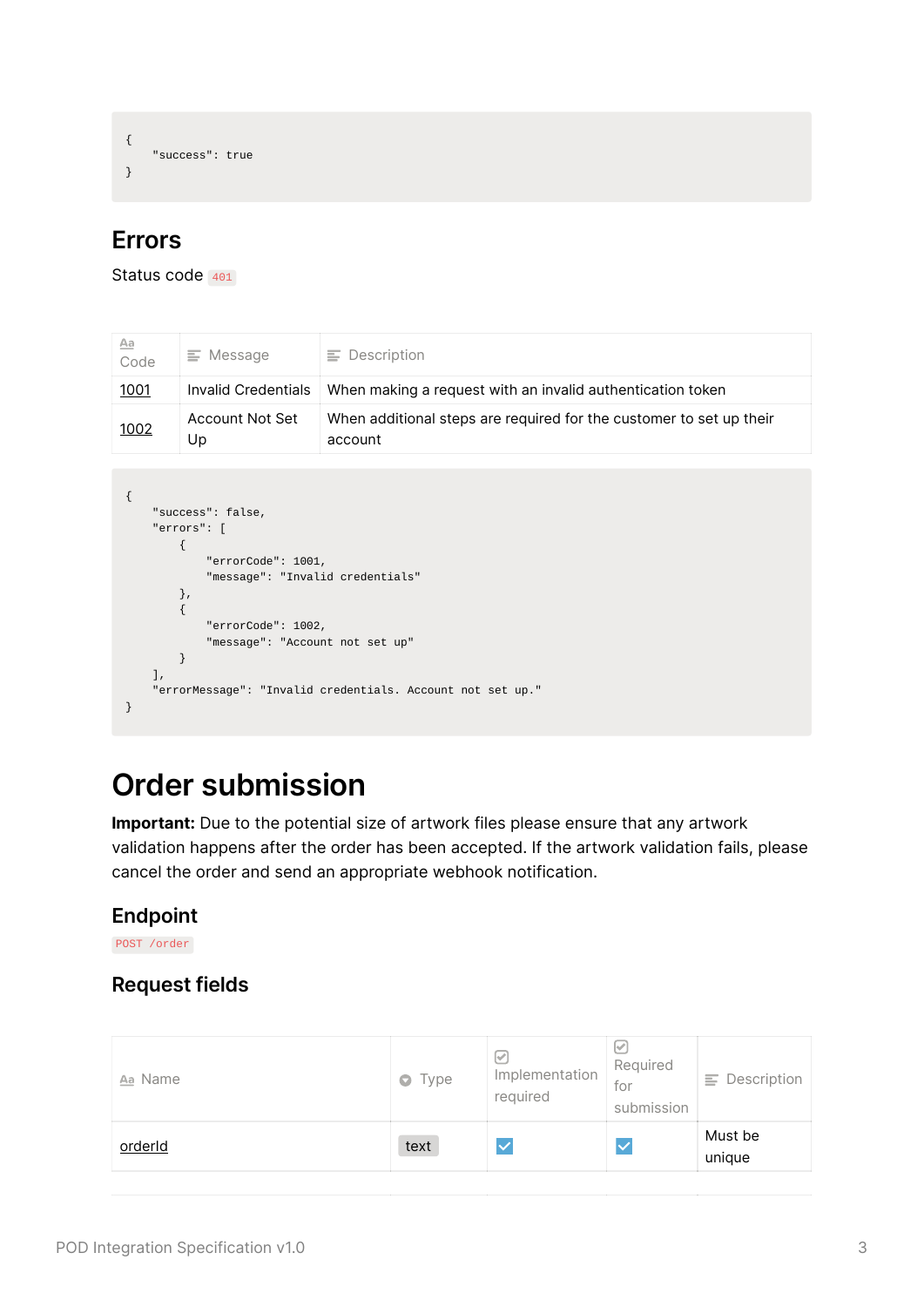```
{
    "success": true
}
```

## Errors

Status code `401`

| Code | Message | Description |
|---|---|---|
| 1001 | Invalid Credentials | When making a request with an invalid authentication token |
| 1002 | Account Not Set Up | When additional steps are required for the customer to set up their account |

```
{
    "success": false,
    "errors": [
        {
            "errorCode": 1001,
            "message": "Invalid credentials"
        },
        {
            "errorCode": 1002,
            "message": "Account not set up"
        }
    ],
    "errorMessage": "Invalid credentials. Account not set up."
}
```

# Order submission

**Important:** Due to the potential size of artwork files please ensure that any artwork validation happens after the order has been accepted. If the artwork validation fails, please cancel the order and send an appropriate webhook notification.

## Endpoint

`POST /order`

## Request fields

| Name | Type | Implementation required | Required for submission | Description |
|---|---|---|---|---|
| orderId | text | ☑ | ☑ | Must be unique |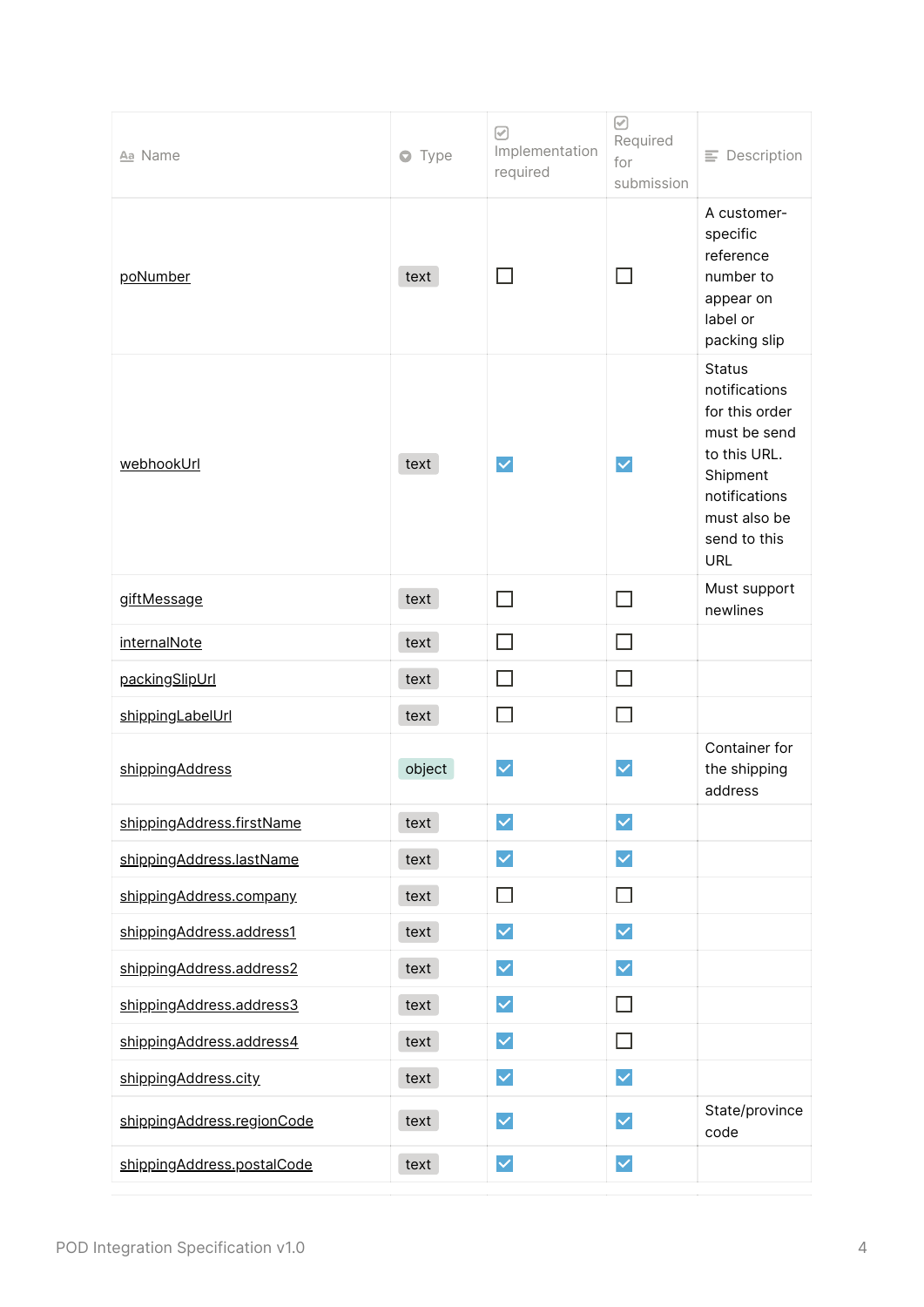| Name | Type | Implementation required | Required for submission | Description |
|---|---|---|---|---|
| poNumber | text | ☐ | ☐ | A customer-specific reference number to appear on label or packing slip |
| webhookUrl | text | ☑ | ☑ | Status notifications for this order must be send to this URL. Shipment notifications must also be send to this URL |
| giftMessage | text | ☐ | ☐ | Must support newlines |
| internalNote | text | ☐ | ☐ | |
| packingSlipUrl | text | ☐ | ☐ | |
| shippingLabelUrl | text | ☐ | ☐ | |
| shippingAddress | object | ☑ | ☑ | Container for the shipping address |
| shippingAddress.firstName | text | ☑ | ☑ | |
| shippingAddress.lastName | text | ☑ | ☑ | |
| shippingAddress.company | text | ☐ | ☐ | |
| shippingAddress.address1 | text | ☑ | ☑ | |
| shippingAddress.address2 | text | ☑ | ☑ | |
| shippingAddress.address3 | text | ☑ | ☐ | |
| shippingAddress.address4 | text | ☑ | ☐ | |
| shippingAddress.city | text | ☑ | ☑ | |
| shippingAddress.regionCode | text | ☑ | ☑ | State/province code |
| shippingAddress.postalCode | text | ☑ | ☑ | |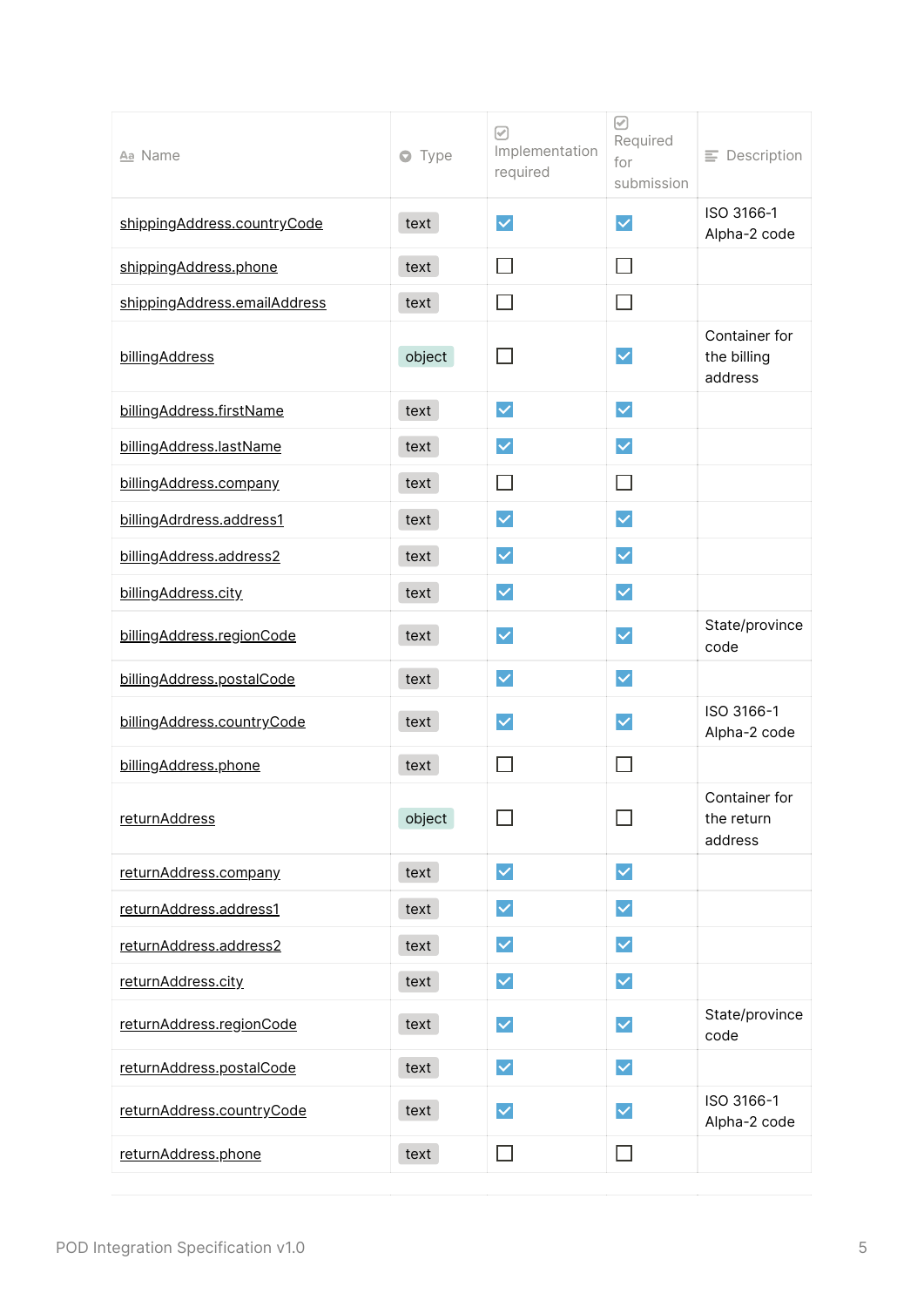| Name | Type | Implementation required | Required for submission | Description |
|---|---|---|---|---|
| shippingAddress.countryCode | text | ☑ | ☑ | ISO 3166-1 Alpha-2 code |
| shippingAddress.phone | text | ☐ | ☐ | |
| shippingAddress.emailAddress | text | ☐ | ☐ | |
| billingAddress | object | ☐ | ☑ | Container for the billing address |
| billingAddress.firstName | text | ☑ | ☑ | |
| billingAddress.lastName | text | ☑ | ☑ | |
| billingAddress.company | text | ☐ | ☐ | |
| billingAdrdress.address1 | text | ☑ | ☑ | |
| billingAddress.address2 | text | ☑ | ☑ | |
| billingAddress.city | text | ☑ | ☑ | |
| billingAddress.regionCode | text | ☑ | ☑ | State/province code |
| billingAddress.postalCode | text | ☑ | ☑ | |
| billingAddress.countryCode | text | ☑ | ☑ | ISO 3166-1 Alpha-2 code |
| billingAddress.phone | text | ☐ | ☐ | |
| returnAddress | object | ☐ | ☐ | Container for the return address |
| returnAddress.company | text | ☑ | ☑ | |
| returnAddress.address1 | text | ☑ | ☑ | |
| returnAddress.address2 | text | ☑ | ☑ | |
| returnAddress.city | text | ☑ | ☑ | |
| returnAddress.regionCode | text | ☑ | ☑ | State/province code |
| returnAddress.postalCode | text | ☑ | ☑ | |
| returnAddress.countryCode | text | ☑ | ☑ | ISO 3166-1 Alpha-2 code |
| returnAddress.phone | text | ☐ | ☐ | |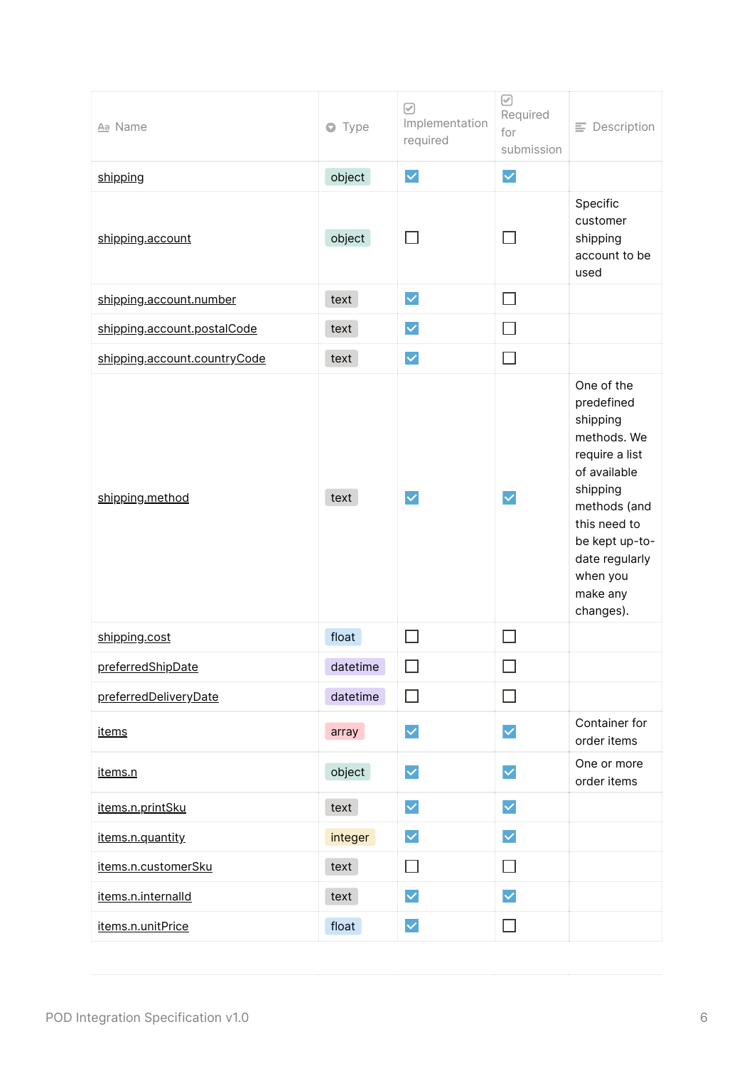| Name | Type | Implementation required | Required for submission | Description |
|---|---|---|---|---|
| shipping | object | ☑ | ☑ | |
| shipping.account | object | ☐ | ☐ | Specific customer shipping account to be used |
| shipping.account.number | text | ☑ | ☐ | |
| shipping.account.postalCode | text | ☑ | ☐ | |
| shipping.account.countryCode | text | ☑ | ☐ | |
| shipping.method | text | ☑ | ☑ | One of the predefined shipping methods. We require a list of available shipping methods (and this need to be kept up-to-date regularly when you make any changes). |
| shipping.cost | float | ☐ | ☐ | |
| preferredShipDate | datetime | ☐ | ☐ | |
| preferredDeliveryDate | datetime | ☐ | ☐ | |
| items | array | ☑ | ☑ | Container for order items |
| items.n | object | ☑ | ☑ | One or more order items |
| items.n.printSku | text | ☑ | ☑ | |
| items.n.quantity | integer | ☑ | ☑ | |
| items.n.customerSku | text | ☐ | ☐ | |
| items.n.internalId | text | ☑ | ☑ | |
| items.n.unitPrice | float | ☑ | ☐ | |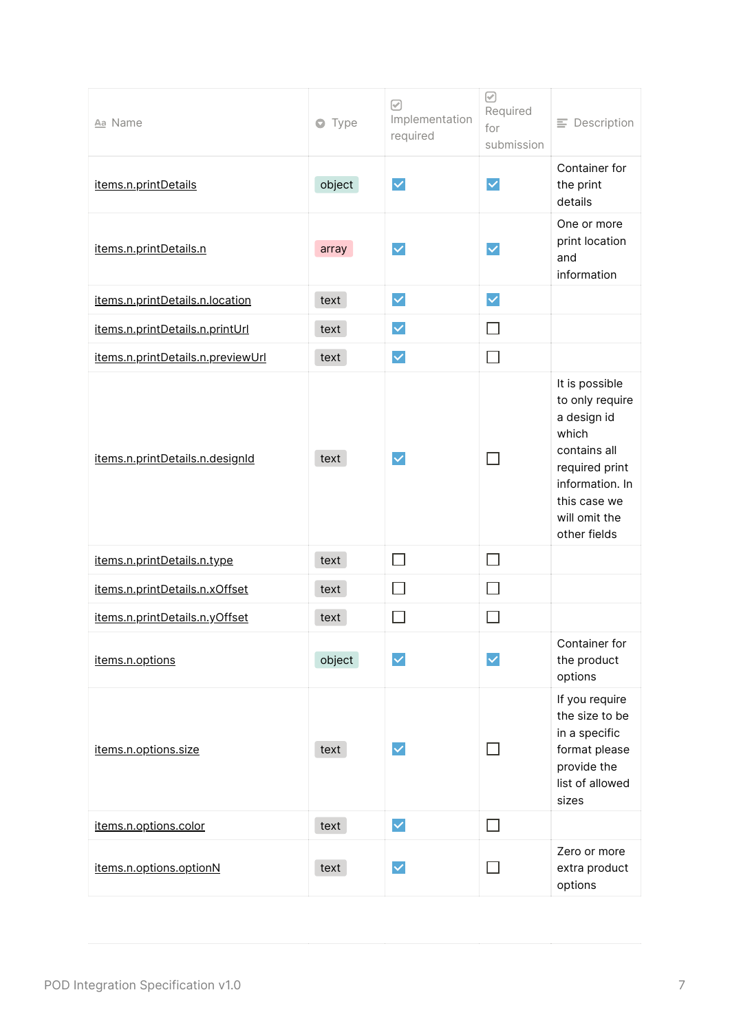| Name | Type | Implementation required | Required for submission | Description |
|---|---|---|---|---|
| items.n.printDetails | object | ☑ | ☑ | Container for the print details |
| items.n.printDetails.n | array | ☑ | ☑ | One or more print location and information |
| items.n.printDetails.n.location | text | ☑ | ☑ | |
| items.n.printDetails.n.printUrl | text | ☑ | ☐ | |
| items.n.printDetails.n.previewUrl | text | ☑ | ☐ | |
| items.n.printDetails.n.designId | text | ☑ | ☐ | It is possible to only require a design id which contains all required print information. In this case we will omit the other fields |
| items.n.printDetails.n.type | text | ☐ | ☐ | |
| items.n.printDetails.n.xOffset | text | ☐ | ☐ | |
| items.n.printDetails.n.yOffset | text | ☐ | ☐ | |
| items.n.options | object | ☑ | ☑ | Container for the product options |
| items.n.options.size | text | ☑ | ☐ | If you require the size to be in a specific format please provide the list of allowed sizes |
| items.n.options.color | text | ☑ | ☐ | |
| items.n.options.optionN | text | ☑ | ☐ | Zero or more extra product options |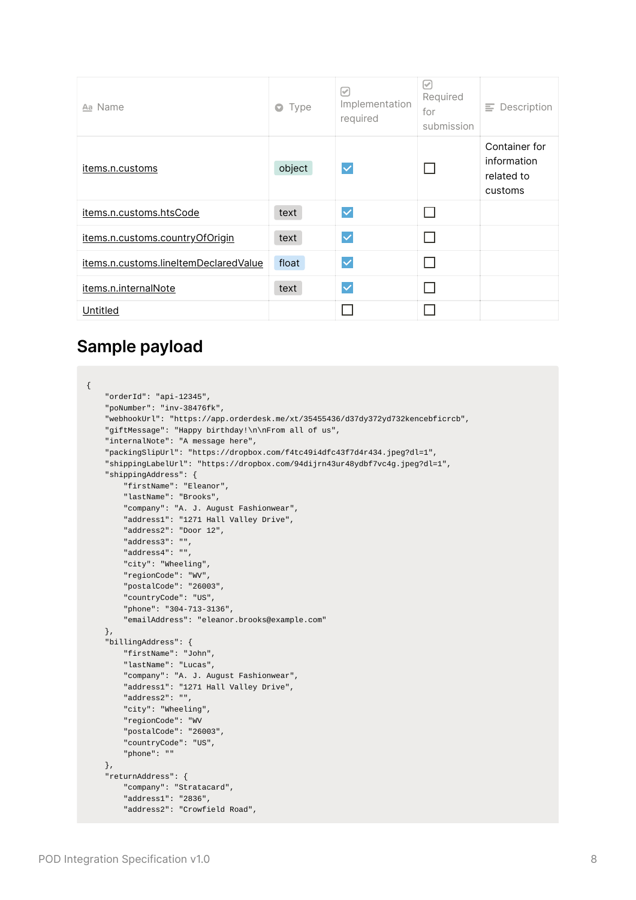| Name | Type | Implementation required | Required for submission | Description |
|---|---|---|---|---|
| items.n.customs | object | ☑ | ☐ | Container for information related to customs |
| items.n.customs.htsCode | text | ☑ | ☐ | |
| items.n.customs.countryOfOrigin | text | ☑ | ☐ | |
| items.n.customs.lineItemDeclaredValue | float | ☑ | ☐ | |
| items.n.internalNote | text | ☑ | ☐ | |
| Untitled | | ☐ | ☐ | |

## Sample payload

```
{
    "orderId": "api-12345",
    "poNumber": "inv-38476fk",
    "webhookUrl": "https://app.orderdesk.me/xt/35455436/d37dy372yd732kencebficrcb",
    "giftMessage": "Happy birthday!\n\nFrom all of us",
    "internalNote": "A message here",
    "packingSlipUrl": "https://dropbox.com/f4tc49i4dfc43f7d4r434.jpeg?dl=1",
    "shippingLabelUrl": "https://dropbox.com/94dijrn43ur48ydbf7vc4g.jpeg?dl=1",
    "shippingAddress": {
        "firstName": "Eleanor",
        "lastName": "Brooks",
        "company": "A. J. August Fashionwear",
        "address1": "1271 Hall Valley Drive",
        "address2": "Door 12",
        "address3": "",
        "address4": "",
        "city": "Wheeling",
        "regionCode": "WV",
        "postalCode": "26003",
        "countryCode": "US",
        "phone": "304-713-3136",
        "emailAddress": "eleanor.brooks@example.com"
    },
    "billingAddress": {
        "firstName": "John",
        "lastName": "Lucas",
        "company": "A. J. August Fashionwear",
        "address1": "1271 Hall Valley Drive",
        "address2": "",
        "city": "Wheeling",
        "regionCode": "WV
        "postalCode": "26003",
        "countryCode": "US",
        "phone": ""
    },
    "returnAddress": {
        "company": "Stratacard",
        "address1": "2836",
        "address2": "Crowfield Road",
```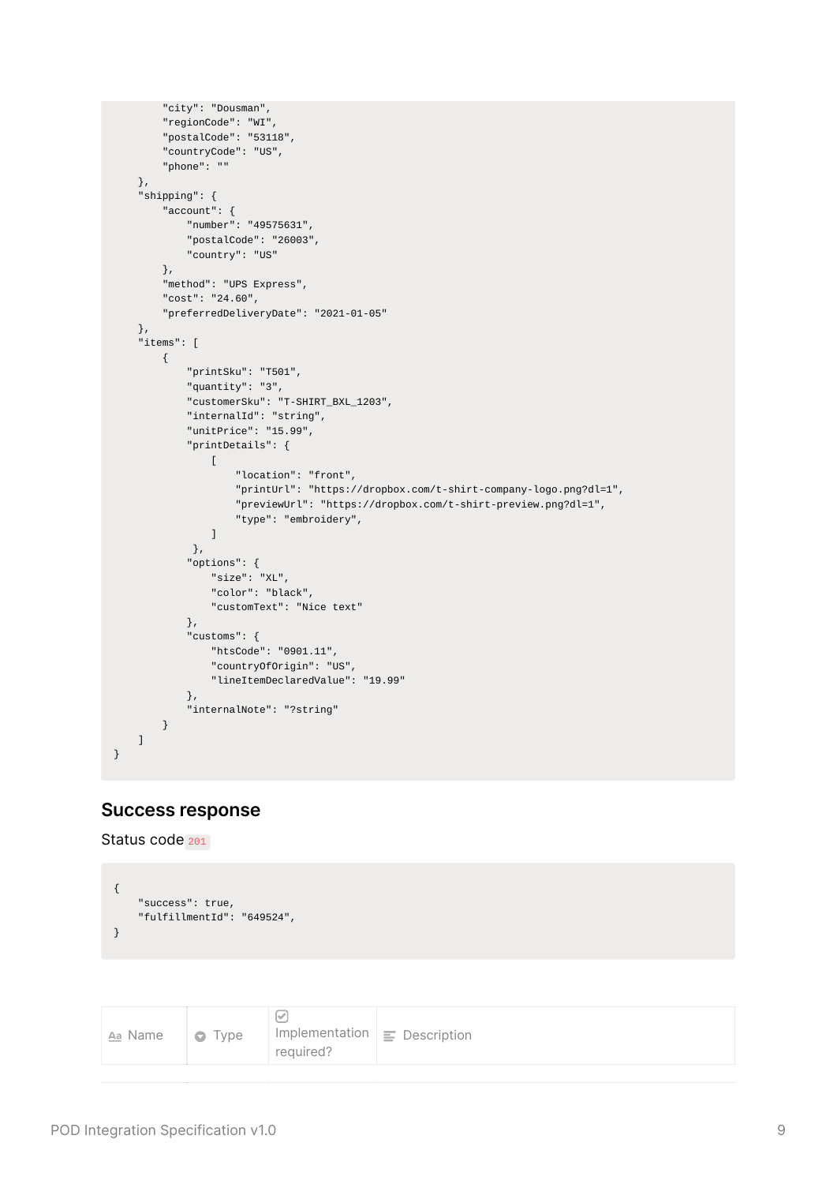```
        "city": "Dousman",
        "regionCode": "WI",
        "postalCode": "53118",
        "countryCode": "US",
        "phone": ""
    },
    "shipping": {
        "account": {
            "number": "49575631",
            "postalCode": "26003",
            "country": "US"
        },
        "method": "UPS Express",
        "cost": "24.60",
        "preferredDeliveryDate": "2021-01-05"
    },
    "items": [
        {
            "printSku": "T501",
            "quantity": "3",
            "customerSku": "T-SHIRT_BXL_1203",
            "internalId": "string",
            "unitPrice": "15.99",
            "printDetails": {
                [
                    "location": "front",
                    "printUrl": "https://dropbox.com/t-shirt-company-logo.png?dl=1",
                    "previewUrl": "https://dropbox.com/t-shirt-preview.png?dl=1",
                    "type": "embroidery",
                ]
             },
            "options": {
                "size": "XL",
                "color": "black",
                "customText": "Nice text"
            },
            "customs": {
                "htsCode": "0901.11",
                "countryOfOrigin": "US",
                "lineItemDeclaredValue": "19.99"
            },
            "internalNote": "?string"
        }
    ]
}
```

## Success response

Status code `201`

```
{
    "success": true,
    "fulfillmentId": "649524",
}
```

| Name | Type | Implementation required? | Description |
| --- | --- | --- | --- |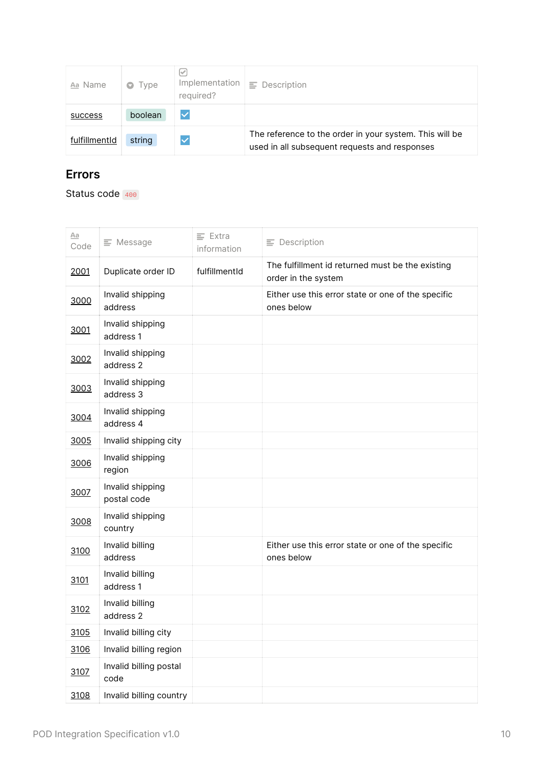| Name | Type | Implementation required? | Description |
| --- | --- | --- | --- |
| success | boolean | ☑ | |
| fulfillmentId | string | ☑ | The reference to the order in your system. This will be used in all subsequent requests and responses |

## Errors

Status code `400`

| Code | Message | Extra information | Description |
| --- | --- | --- | --- |
| 2001 | Duplicate order ID | fulfillmentId | The fulfillment id returned must be the existing order in the system |
| 3000 | Invalid shipping address | | Either use this error state or one of the specific ones below |
| 3001 | Invalid shipping address 1 | | |
| 3002 | Invalid shipping address 2 | | |
| 3003 | Invalid shipping address 3 | | |
| 3004 | Invalid shipping address 4 | | |
| 3005 | Invalid shipping city | | |
| 3006 | Invalid shipping region | | |
| 3007 | Invalid shipping postal code | | |
| 3008 | Invalid shipping country | | |
| 3100 | Invalid billing address | | Either use this error state or one of the specific ones below |
| 3101 | Invalid billing address 1 | | |
| 3102 | Invalid billing address 2 | | |
| 3105 | Invalid billing city | | |
| 3106 | Invalid billing region | | |
| 3107 | Invalid billing postal code | | |
| 3108 | Invalid billing country | | |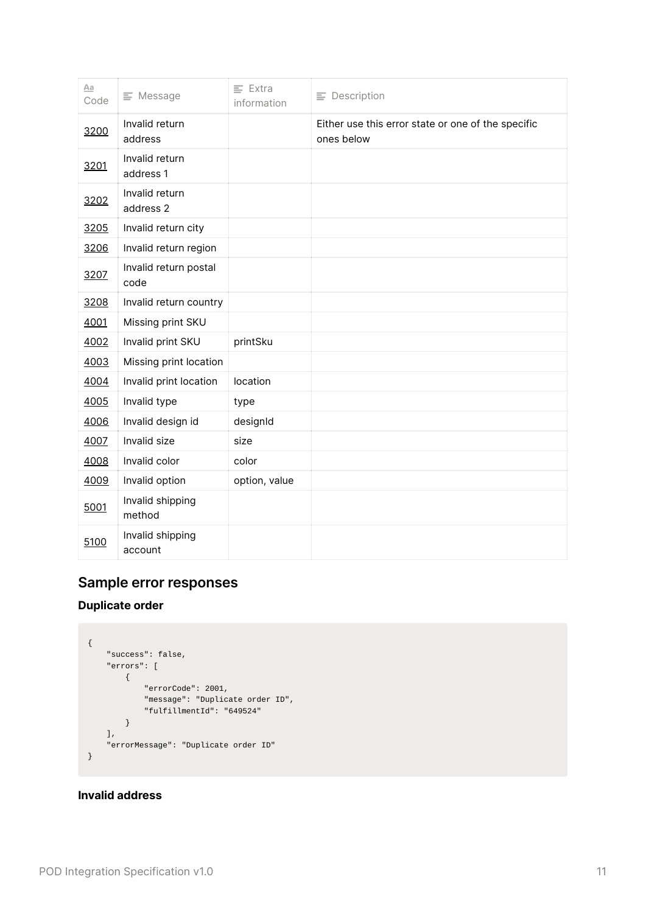| Code | Message | Extra information | Description |
| --- | --- | --- | --- |
| 3200 | Invalid return address | | Either use this error state or one of the specific ones below |
| 3201 | Invalid return address 1 | | |
| 3202 | Invalid return address 2 | | |
| 3205 | Invalid return city | | |
| 3206 | Invalid return region | | |
| 3207 | Invalid return postal code | | |
| 3208 | Invalid return country | | |
| 4001 | Missing print SKU | | |
| 4002 | Invalid print SKU | printSku | |
| 4003 | Missing print location | | |
| 4004 | Invalid print location | location | |
| 4005 | Invalid type | type | |
| 4006 | Invalid design id | designId | |
| 4007 | Invalid size | size | |
| 4008 | Invalid color | color | |
| 4009 | Invalid option | option, value | |
| 5001 | Invalid shipping method | | |
| 5100 | Invalid shipping account | | |

## Sample error responses

### Duplicate order

```
{
    "success": false,
    "errors": [
        {
            "errorCode": 2001,
            "message": "Duplicate order ID",
            "fulfillmentId": "649524"
        }
    ],
    "errorMessage": "Duplicate order ID"
}
```

### Invalid address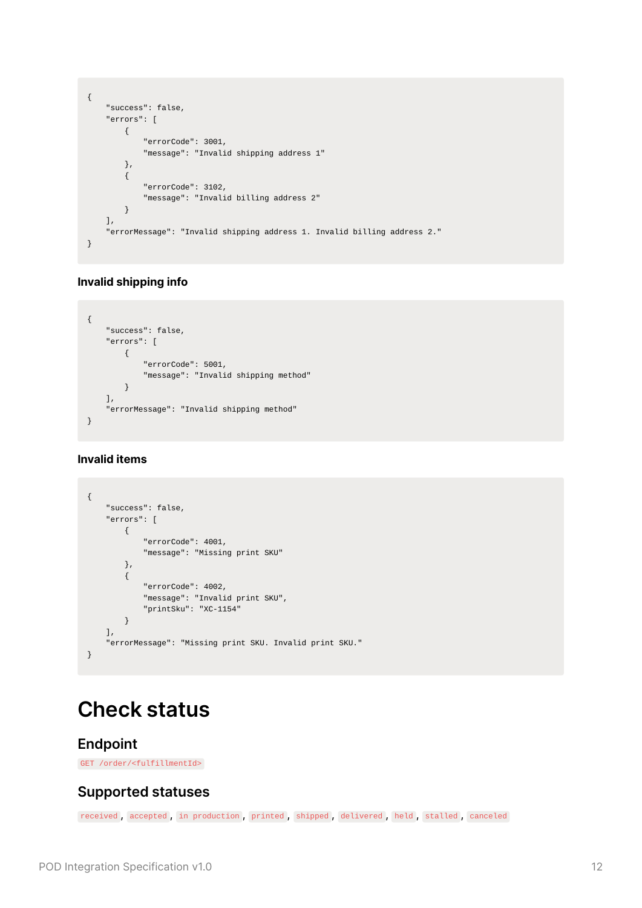```
{
    "success": false,
    "errors": [
        {
            "errorCode": 3001,
            "message": "Invalid shipping address 1"
        },
        {
            "errorCode": 3102,
            "message": "Invalid billing address 2"
        }
    ],
    "errorMessage": "Invalid shipping address 1. Invalid billing address 2."
}
```

### Invalid shipping info

```
{
    "success": false,
    "errors": [
        {
            "errorCode": 5001,
            "message": "Invalid shipping method"
        }
    ],
    "errorMessage": "Invalid shipping method"
}
```

### Invalid items

```
{
    "success": false,
    "errors": [
        {
            "errorCode": 4001,
            "message": "Missing print SKU"
        },
        {
            "errorCode": 4002,
            "message": "Invalid print SKU",
            "printSku": "XC-1154"
        }
    ],
    "errorMessage": "Missing print SKU. Invalid print SKU."
}
```

# Check status

## Endpoint

`GET /order/<fulfillmentId>`

## Supported statuses

`received`, `accepted`, `in production`, `printed`, `shipped`, `delivered`, `held`, `stalled`, `canceled`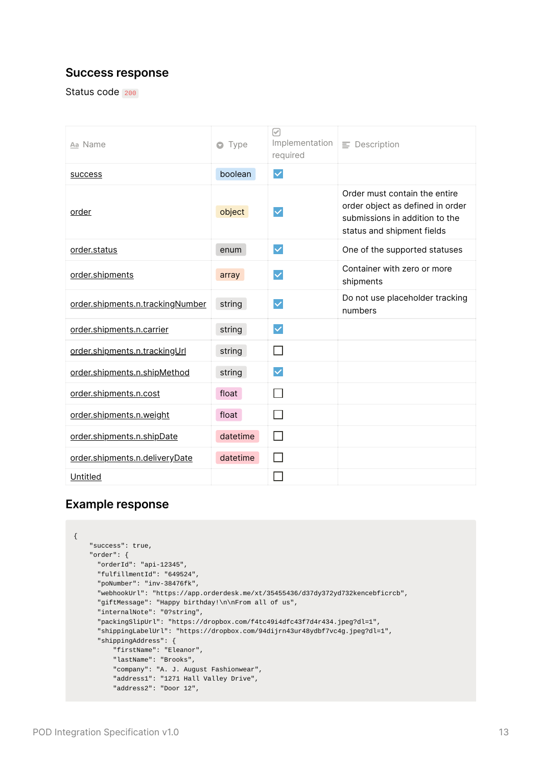## Success response

Status code `200`

| Name | Type | Implementation required | Description |
|---|---|---|---|
| success | boolean | ☑ | |
| order | object | ☑ | Order must contain the entire order object as defined in order submissions in addition to the status and shipment fields |
| order.status | enum | ☑ | One of the supported statuses |
| order.shipments | array | ☑ | Container with zero or more shipments |
| order.shipments.n.trackingNumber | string | ☑ | Do not use placeholder tracking numbers |
| order.shipments.n.carrier | string | ☑ | |
| order.shipments.n.trackingUrl | string | ☐ | |
| order.shipments.n.shipMethod | string | ☑ | |
| order.shipments.n.cost | float | ☐ | |
| order.shipments.n.weight | float | ☐ | |
| order.shipments.n.shipDate | datetime | ☐ | |
| order.shipments.n.deliveryDate | datetime | ☐ | |
| Untitled | | ☐ | |

## Example response

```
{
    "success": true,
    "order": {
      "orderId": "api-12345",
      "fulfillmentId": "649524",
      "poNumber": "inv-38476fk",
      "webhookUrl": "https://app.orderdesk.me/xt/35455436/d37dy372yd732kencebficrcb",
      "giftMessage": "Happy birthday!\n\nFrom all of us",
      "internalNote": "0?string",
      "packingSlipUrl": "https://dropbox.com/f4tc49i4dfc43f7d4r434.jpeg?dl=1",
      "shippingLabelUrl": "https://dropbox.com/94dijrn43ur48ydbf7vc4g.jpeg?dl=1",
      "shippingAddress": {
          "firstName": "Eleanor",
          "lastName": "Brooks",
          "company": "A. J. August Fashionwear",
          "address1": "1271 Hall Valley Drive",
          "address2": "Door 12",
```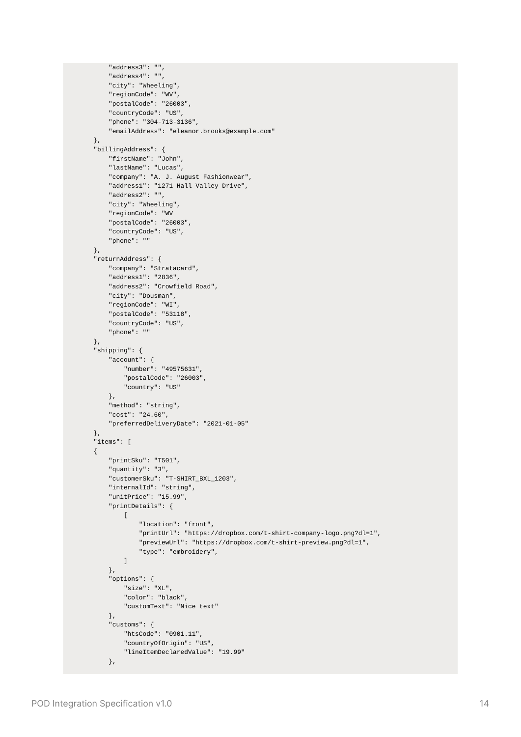```
            "address3": "",
            "address4": "",
            "city": "Wheeling",
            "regionCode": "WV",
            "postalCode": "26003",
            "countryCode": "US",
            "phone": "304-713-3136",
            "emailAddress": "eleanor.brooks@example.com"
        },
        "billingAddress": {
            "firstName": "John",
            "lastName": "Lucas",
            "company": "A. J. August Fashionwear",
            "address1": "1271 Hall Valley Drive",
            "address2": "",
            "city": "Wheeling",
            "regionCode": "WV
            "postalCode": "26003",
            "countryCode": "US",
            "phone": ""
        },
        "returnAddress": {
            "company": "Stratacard",
            "address1": "2836",
            "address2": "Crowfield Road",
            "city": "Dousman",
            "regionCode": "WI",
            "postalCode": "53118",
            "countryCode": "US",
            "phone": ""
        },
        "shipping": {
            "account": {
                "number": "49575631",
                "postalCode": "26003",
                "country": "US"
            },
            "method": "string",
            "cost": "24.60",
            "preferredDeliveryDate": "2021-01-05"
        },
        "items": [
        {
            "printSku": "T501",
            "quantity": "3",
            "customerSku": "T-SHIRT_BXL_1203",
            "internalId": "string",
            "unitPrice": "15.99",
            "printDetails": {
                [
                    "location": "front",
                    "printUrl": "https://dropbox.com/t-shirt-company-logo.png?dl=1",
                    "previewUrl": "https://dropbox.com/t-shirt-preview.png?dl=1",
                    "type": "embroidery",
                ]
            },
            "options": {
                "size": "XL",
                "color": "black",
                "customText": "Nice text"
            },
            "customs": {
                "htsCode": "0901.11",
                "countryOfOrigin": "US",
                "lineItemDeclaredValue": "19.99"
            },
```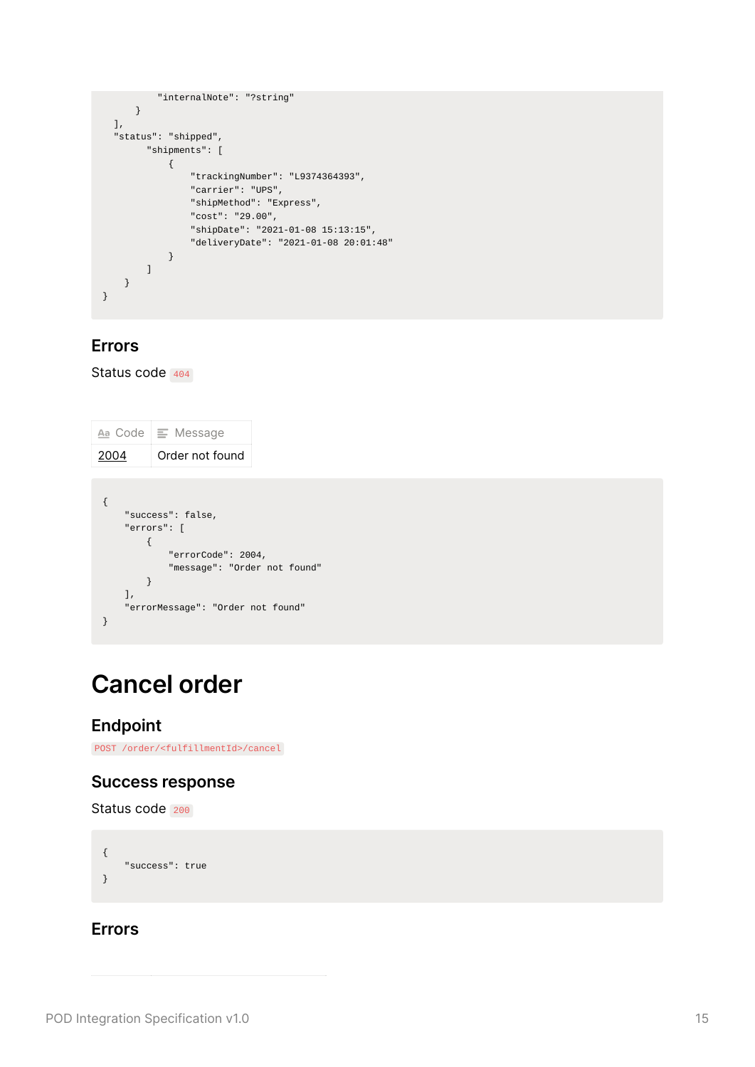```
            "internalNote": "?string"
        }
    ],
    "status": "shipped",
        "shipments": [
            {
                "trackingNumber": "L9374364393",
                "carrier": "UPS",
                "shipMethod": "Express",
                "cost": "29.00",
                "shipDate": "2021-01-08 15:13:15",
                "deliveryDate": "2021-01-08 20:01:48"
            }
        ]
    }
}
```

### Errors

Status code `404`

| Code | Message |
| --- | --- |
| 2004 | Order not found |

```
{
    "success": false,
    "errors": [
        {
            "errorCode": 2004,
            "message": "Order not found"
        }
    ],
    "errorMessage": "Order not found"
}
```

# Cancel order

### Endpoint

`POST /order/<fulfillmentId>/cancel`

### Success response

Status code `200`

```
{
    "success": true
}
```

### Errors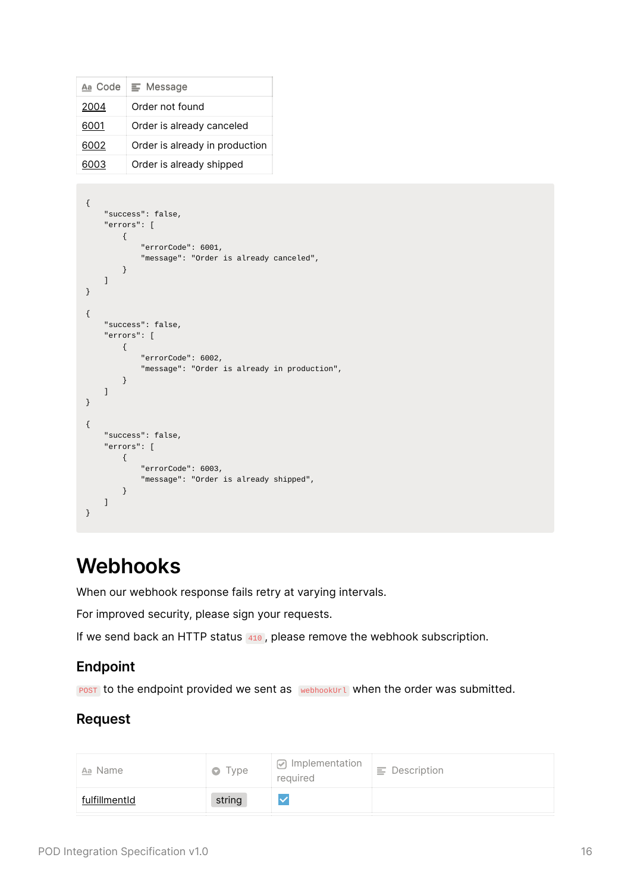| Code | Message |
| --- | --- |
| 2004 | Order not found |
| 6001 | Order is already canceled |
| 6002 | Order is already in production |
| 6003 | Order is already shipped |

```
{
    "success": false,
    "errors": [
        {
            "errorCode": 6001,
            "message": "Order is already canceled",
        }
    ]
}

{
    "success": false,
    "errors": [
        {
            "errorCode": 6002,
            "message": "Order is already in production",
        }
    ]
}

{
    "success": false,
    "errors": [
        {
            "errorCode": 6003,
            "message": "Order is already shipped",
        }
    ]
}
```

# Webhooks

When our webhook response fails retry at varying intervals.

For improved security, please sign your requests.

If we send back an HTTP status `410`, please remove the webhook subscription.

## Endpoint

`POST` to the endpoint provided we sent as `webhookUrl` when the order was submitted.

## Request

| Name | Type | Implementation required | Description |
| --- | --- | --- | --- |
| fulfillmentId | string | ☑ | |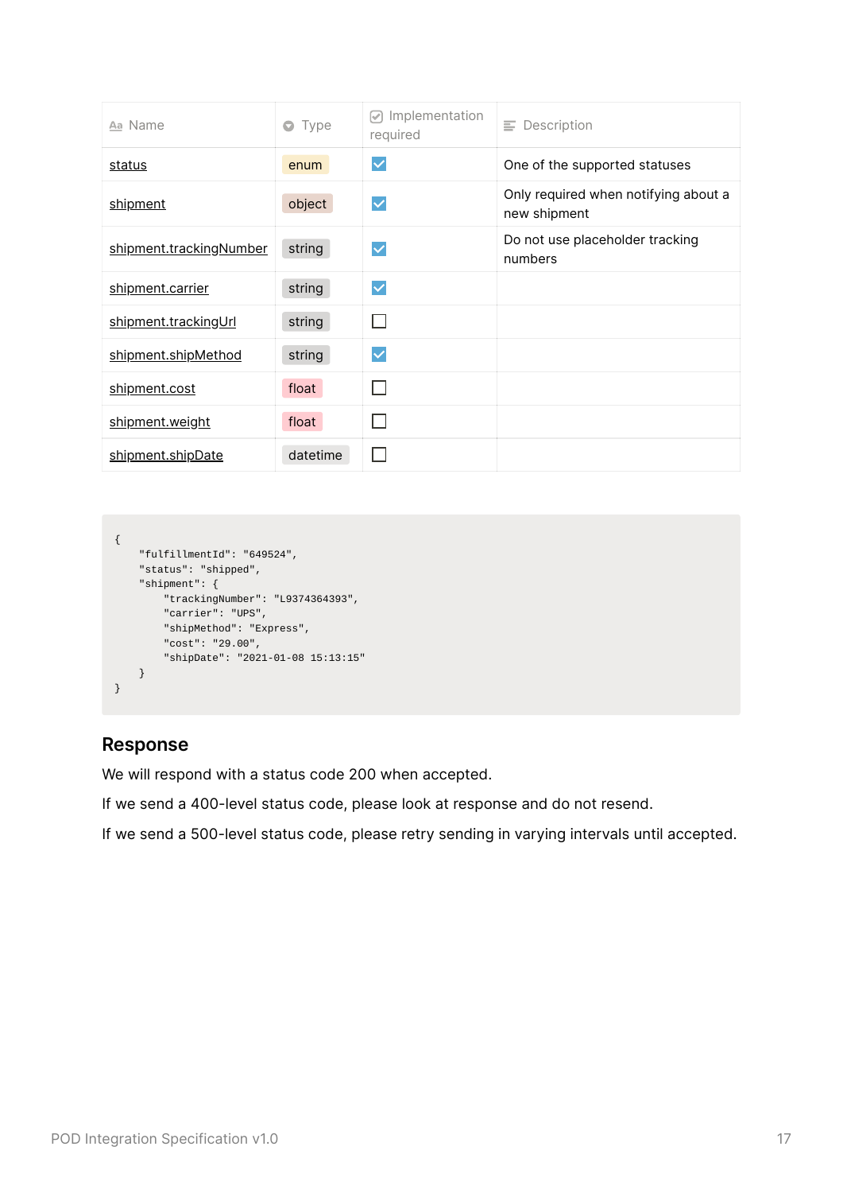| Name | Type | Implementation required | Description |
|---|---|---|---|
| status | enum | ☑ | One of the supported statuses |
| shipment | object | ☑ | Only required when notifying about a new shipment |
| shipment.trackingNumber | string | ☑ | Do not use placeholder tracking numbers |
| shipment.carrier | string | ☑ | |
| shipment.trackingUrl | string | ☐ | |
| shipment.shipMethod | string | ☑ | |
| shipment.cost | float | ☐ | |
| shipment.weight | float | ☐ | |
| shipment.shipDate | datetime | ☐ | |

```
{
    "fulfillmentId": "649524",
    "status": "shipped",
    "shipment": {
        "trackingNumber": "L9374364393",
        "carrier": "UPS",
        "shipMethod": "Express",
        "cost": "29.00",
        "shipDate": "2021-01-08 15:13:15"
    }
}
```

## Response

We will respond with a status code 200 when accepted.

If we send a 400-level status code, please look at response and do not resend.

If we send a 500-level status code, please retry sending in varying intervals until accepted.